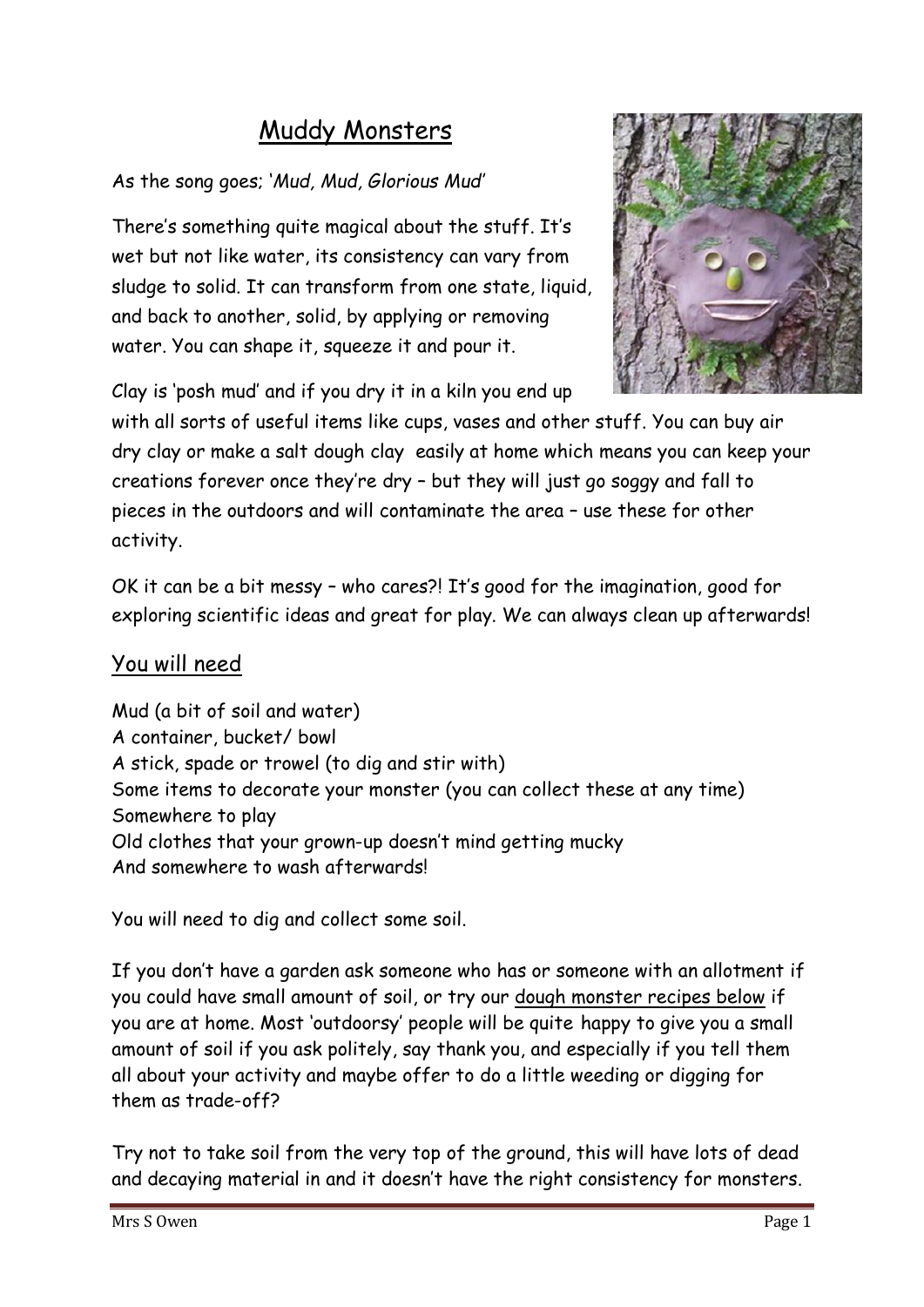# Muddy Monsters

As the song goes; '*Mud, Mud, Glorious Mud*'

There's something quite magical about the stuff. It's wet but not like water, its consistency can vary from sludge to solid. It can transform from one state, liquid, and back to another, solid, by applying or removing water. You can shape it, squeeze it and pour it.

Clay is 'posh mud' and if you dry it in a kiln you end up with all sorts of useful items like cups, vases and other stuff. You can buy air dry clay or make a salt dough clay easily at home which means you can keep your creations forever once they're dry – but they will just go soggy and fall to pieces in the outdoors and will contaminate the area – use these for other activity.

OK it can be a bit messy – who cares?! It's good for the imagination, good for exploring scientific ideas and great for play. We can always clean up afterwards!

## You will need

Mud (a bit of soil and water)
A container, bucket/ bowl
A stick, spade or trowel (to dig and stir with)
Some items to decorate your monster (you can collect these at any time)
Somewhere to play
Old clothes that your grown-up doesn't mind getting mucky
And somewhere to wash afterwards!

You will need to dig and collect some soil.

If you don't have a garden ask someone who has or someone with an allotment if you could have small amount of soil, or try our dough monster recipes below if you are at home. Most 'outdoorsy' people will be quite happy to give you a small amount of soil if you ask politely, say thank you, and especially if you tell them all about your activity and maybe offer to do a little weeding or digging for them as trade-off?

Try not to take soil from the very top of the ground, this will have lots of dead and decaying material in and it doesn't have the right consistency for monsters.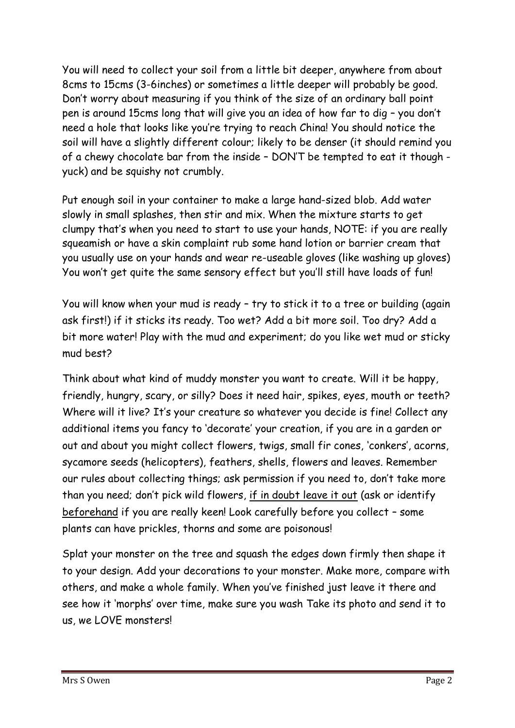You will need to collect your soil from a little bit deeper, anywhere from about 8cms to 15cms (3-6inches) or sometimes a little deeper will probably be good. Don't worry about measuring if you think of the size of an ordinary ball point pen is around 15cms long that will give you an idea of how far to dig – you don't need a hole that looks like you're trying to reach China! You should notice the soil will have a slightly different colour; likely to be denser (it should remind you of a chewy chocolate bar from the inside – DON'T be tempted to eat it though - yuck) and be squishy not crumbly.

Put enough soil in your container to make a large hand-sized blob. Add water slowly in small splashes, then stir and mix. When the mixture starts to get clumpy that's when you need to start to use your hands, NOTE: if you are really squeamish or have a skin complaint rub some hand lotion or barrier cream that you usually use on your hands and wear re-useable gloves (like washing up gloves) You won't get quite the same sensory effect but you'll still have loads of fun!

You will know when your mud is ready – try to stick it to a tree or building (again ask first!) if it sticks its ready. Too wet? Add a bit more soil. Too dry? Add a bit more water! Play with the mud and experiment; do you like wet mud or sticky mud best?

Think about what kind of muddy monster you want to create. Will it be happy, friendly, hungry, scary, or silly? Does it need hair, spikes, eyes, mouth or teeth? Where will it live? It's your creature so whatever you decide is fine! Collect any additional items you fancy to 'decorate' your creation, if you are in a garden or out and about you might collect flowers, twigs, small fir cones, 'conkers', acorns, sycamore seeds (helicopters), feathers, shells, flowers and leaves. Remember our rules about collecting things; ask permission if you need to, don't take more than you need; don't pick wild flowers, <u>if in doubt leave it out</u> (ask or identify <u>beforehand</u> if you are really keen! Look carefully before you collect – some plants can have prickles, thorns and some are poisonous!

Splat your monster on the tree and squash the edges down firmly then shape it to your design. Add your decorations to your monster. Make more, compare with others, and make a whole family. When you've finished just leave it there and see how it 'morphs' over time, make sure you wash Take its photo and send it to us, we LOVE monsters!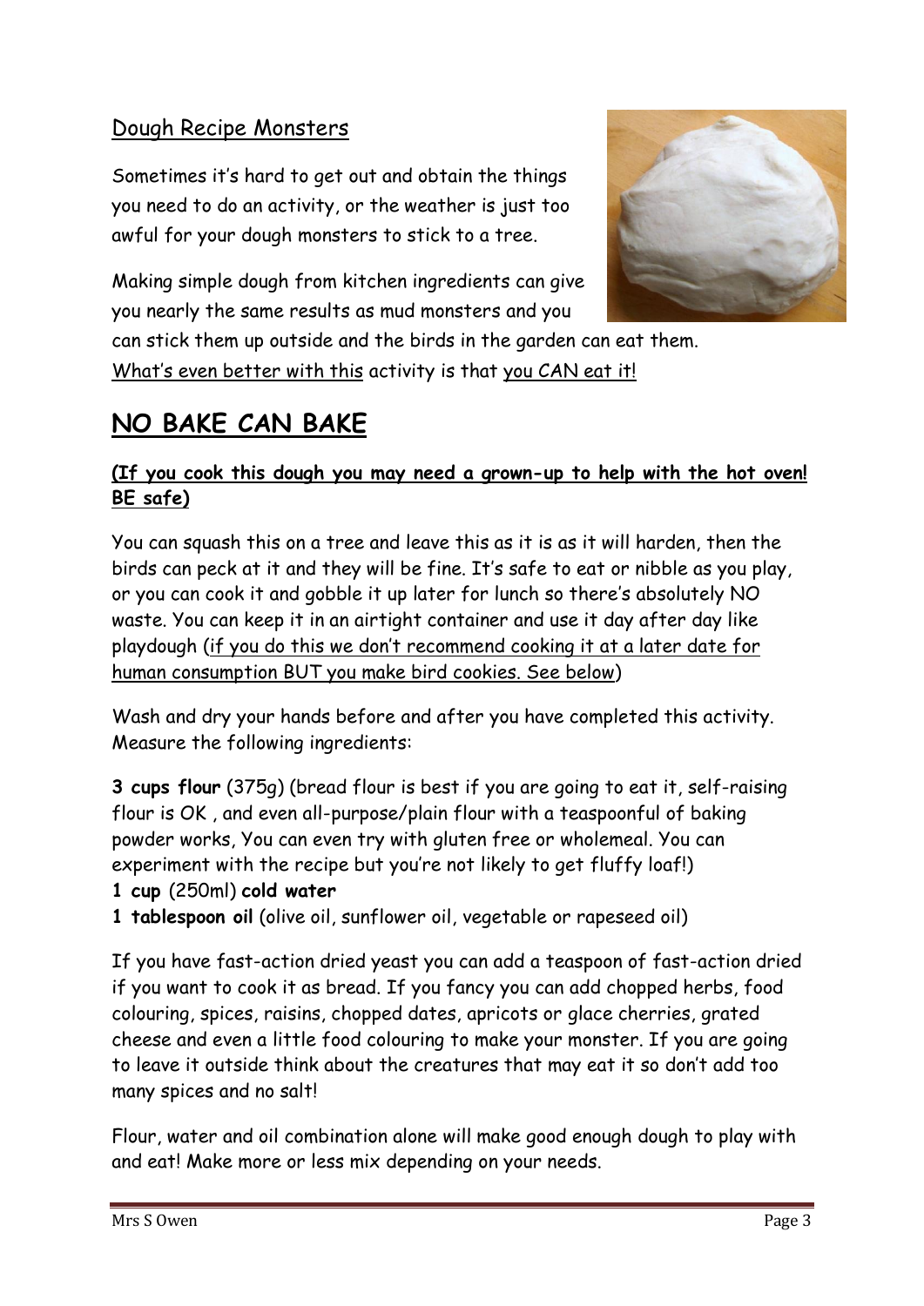## Dough Recipe Monsters

Sometimes it's hard to get out and obtain the things you need to do an activity, or the weather is just too awful for your dough monsters to stick to a tree.

Making simple dough from kitchen ingredients can give you nearly the same results as mud monsters and you can stick them up outside and the birds in the garden can eat them. What's even better with this activity is that you CAN eat it!

# NO BAKE CAN BAKE

**(If you cook this dough you may need a grown-up to help with the hot oven! BE safe)**

You can squash this on a tree and leave this as it is as it will harden, then the birds can peck at it and they will be fine. It's safe to eat or nibble as you play, or you can cook it and gobble it up later for lunch so there's absolutely NO waste. You can keep it in an airtight container and use it day after day like playdough (if you do this we don't recommend cooking it at a later date for human consumption BUT you make bird cookies. See below)

Wash and dry your hands before and after you have completed this activity. Measure the following ingredients:

**3 cups flour** (375g) (bread flour is best if you are going to eat it, self-raising flour is OK , and even all-purpose/plain flour with a teaspoonful of baking powder works, You can even try with gluten free or wholemeal. You can experiment with the recipe but you're not likely to get fluffy loaf!)
**1 cup** (250ml) **cold water**
**1 tablespoon oil** (olive oil, sunflower oil, vegetable or rapeseed oil)

If you have fast-action dried yeast you can add a teaspoon of fast-action dried if you want to cook it as bread. If you fancy you can add chopped herbs, food colouring, spices, raisins, chopped dates, apricots or glace cherries, grated cheese and even a little food colouring to make your monster. If you are going to leave it outside think about the creatures that may eat it so don't add too many spices and no salt!

Flour, water and oil combination alone will make good enough dough to play with and eat! Make more or less mix depending on your needs.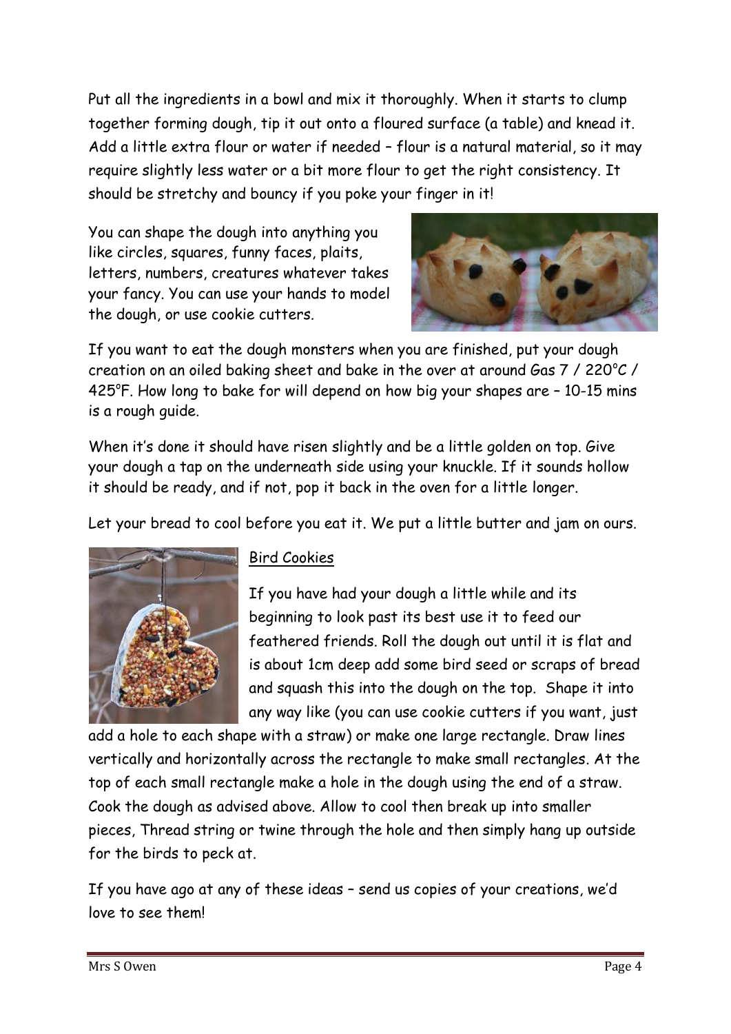Put all the ingredients in a bowl and mix it thoroughly. When it starts to clump together forming dough, tip it out onto a floured surface (a table) and knead it. Add a little extra flour or water if needed – flour is a natural material, so it may require slightly less water or a bit more flour to get the right consistency. It should be stretchy and bouncy if you poke your finger in it!

You can shape the dough into anything you like circles, squares, funny faces, plaits, letters, numbers, creatures whatever takes your fancy. You can use your hands to model the dough, or use cookie cutters.

If you want to eat the dough monsters when you are finished, put your dough creation on an oiled baking sheet and bake in the over at around Gas 7 / 220°C / 425°F. How long to bake for will depend on how big your shapes are – 10-15 mins is a rough guide.

When it's done it should have risen slightly and be a little golden on top. Give your dough a tap on the underneath side using your knuckle. If it sounds hollow it should be ready, and if not, pop it back in the oven for a little longer.

Let your bread to cool before you eat it. We put a little butter and jam on ours.

Bird Cookies

If you have had your dough a little while and its beginning to look past its best use it to feed our feathered friends. Roll the dough out until it is flat and is about 1cm deep add some bird seed or scraps of bread and squash this into the dough on the top. Shape it into any way like (you can use cookie cutters if you want, just add a hole to each shape with a straw) or make one large rectangle. Draw lines vertically and horizontally across the rectangle to make small rectangles. At the top of each small rectangle make a hole in the dough using the end of a straw. Cook the dough as advised above. Allow to cool then break up into smaller pieces, Thread string or twine through the hole and then simply hang up outside for the birds to peck at.

If you have ago at any of these ideas – send us copies of your creations, we'd love to see them!